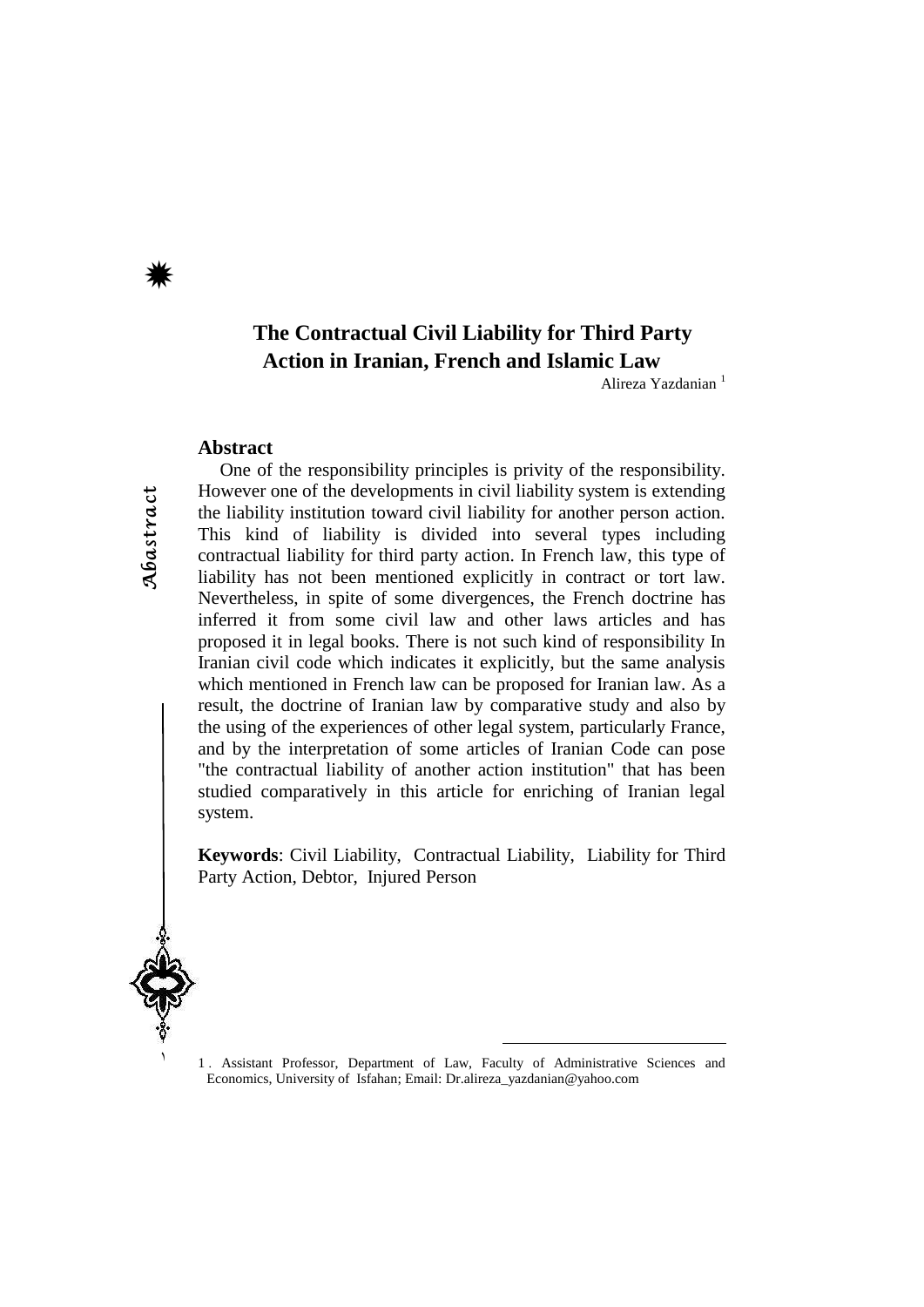# The Contractual Civil Liability for Third Party Action in Iranian, French and Islamic Law

Alireza Yazdanian [1]

## Abstract

One of the responsibility principles is privity of the responsibility. However one of the developments in civil liability system is extending the liability institution toward civil liability for another person action. This kind of liability is divided into several types including contractual liability for third party action. In French law, this type of liability has not been mentioned explicitly in contract or tort law. Nevertheless, in spite of some divergences, the French doctrine has inferred it from some civil law and other laws articles and has proposed it in legal books. There is not such kind of responsibility In Iranian civil code which indicates it explicitly, but the same analysis which mentioned in French law can be proposed for Iranian law. As a result, the doctrine of Iranian law by comparative study and also by the using of the experiences of other legal system, particularly France, and by the interpretation of some articles of Iranian Code can pose "the contractual liability of another action institution" that has been studied comparatively in this article for enriching of Iranian legal system.

**Keywords**: Civil Liability, Contractual Liability, Liability for Third Party Action, Debtor, Injured Person

---

1 . Assistant Professor, Department of Law, Faculty of Administrative Sciences and Economics, University of Isfahan; Email: Dr.alireza_yazdanian@yahoo.com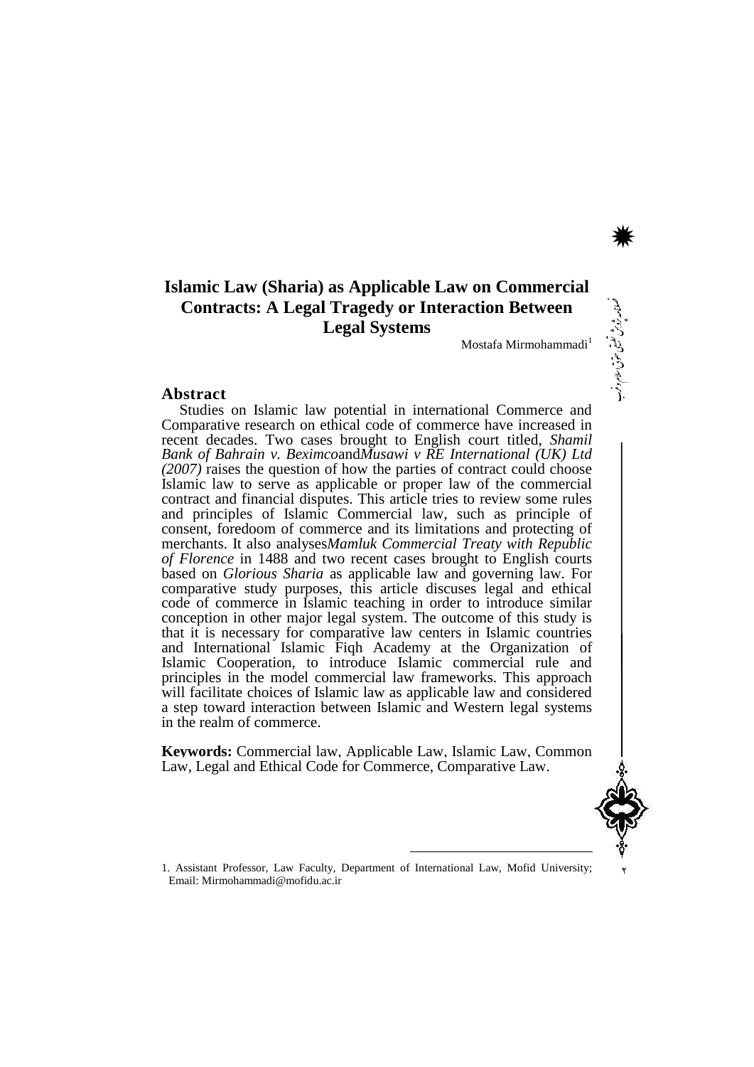# Islamic Law (Sharia) as Applicable Law on Commercial Contracts: A Legal Tragedy or Interaction Between Legal Systems

Mostafa Mirmohammadi[1]

## Abstract

Studies on Islamic law potential in international Commerce and Comparative research on ethical code of commerce have increased in recent decades. Two cases brought to English court titled, *Shamil Bank of Bahrain v. Beximco*and*Musawi v RE International (UK) Ltd (2007)* raises the question of how the parties of contract could choose Islamic law to serve as applicable or proper law of the commercial contract and financial disputes. This article tries to review some rules and principles of Islamic Commercial law, such as principle of consent, foredoom of commerce and its limitations and protecting of merchants. It also analyses*Mamluk Commercial Treaty with Republic of Florence* in 1488 and two recent cases brought to English courts based on *Glorious Sharia* as applicable law and governing law. For comparative study purposes, this article discuses legal and ethical code of commerce in Islamic teaching in order to introduce similar conception in other major legal system. The outcome of this study is that it is necessary for comparative law centers in Islamic countries and International Islamic Fiqh Academy at the Organization of Islamic Cooperation, to introduce Islamic commercial rule and principles in the model commercial law frameworks. This approach will facilitate choices of Islamic law as applicable law and considered a step toward interaction between Islamic and Western legal systems in the realm of commerce.

**Keywords:** Commercial law, Applicable Law, Islamic Law, Common Law, Legal and Ethical Code for Commerce, Comparative Law.

---

1. Assistant Professor, Law Faculty, Department of International Law, Mofid University; Email: Mirmohammadi@mofidu.ac.ir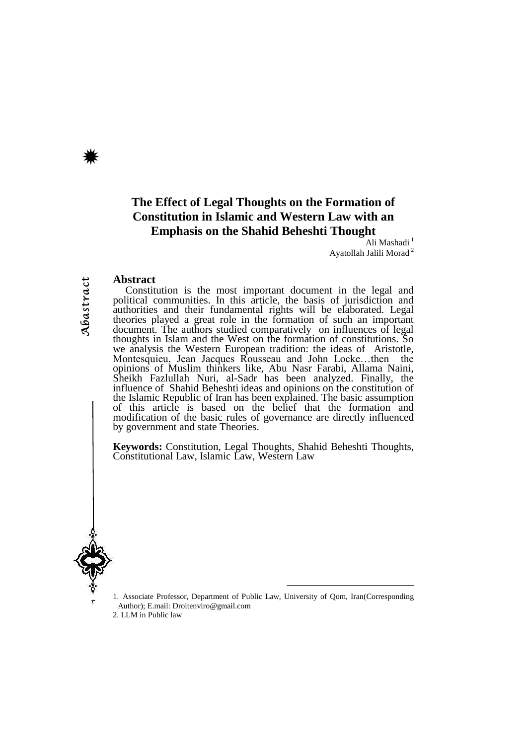# The Effect of Legal Thoughts on the Formation of Constitution in Islamic and Western Law with an Emphasis on the Shahid Beheshti Thought

Ali Mashadi [1]

Ayatollah Jalili Morad [2]

## Abstract

Constitution is the most important document in the legal and political communities. In this article, the basis of jurisdiction and authorities and their fundamental rights will be elaborated. Legal theories played a great role in the formation of such an important document. The authors studied comparatively on influences of legal thoughts in Islam and the West on the formation of constitutions. So we analysis the Western European tradition: the ideas of Aristotle, Montesquieu, Jean Jacques Rousseau and John Locke…then the opinions of Muslim thinkers like, Abu Nasr Farabi, Allama Naini, Sheikh Fazlullah Nuri, al-Sadr has been analyzed. Finally, the influence of Shahid Beheshti ideas and opinions on the constitution of the Islamic Republic of Iran has been explained. The basic assumption of this article is based on the belief that the formation and modification of the basic rules of governance are directly influenced by government and state Theories.

**Keywords:** Constitution, Legal Thoughts, Shahid Beheshti Thoughts, Constitutional Law, Islamic Law, Western Law

---

1. Associate Professor, Department of Public Law, University of Qom, Iran(Corresponding Author); E.mail: Droitenviro@gmail.com
2. LLM in Public law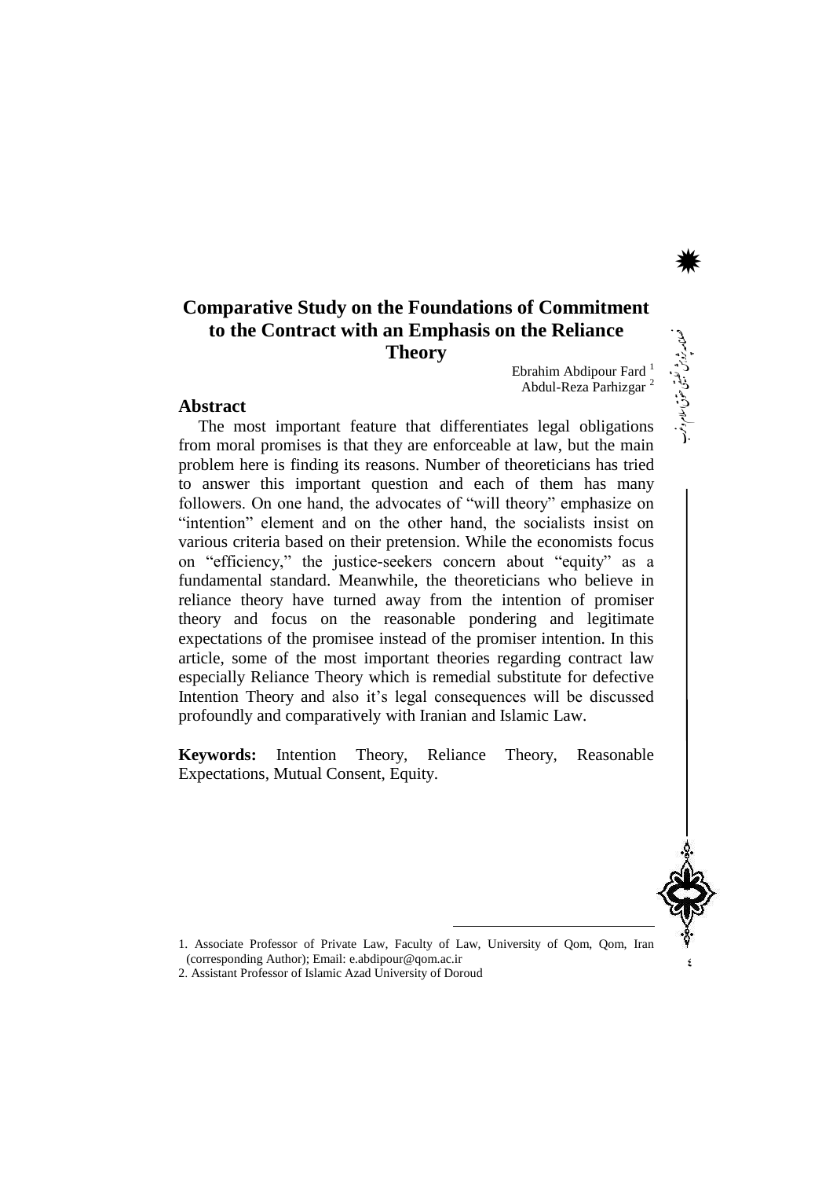# Comparative Study on the Foundations of Commitment to the Contract with an Emphasis on the Reliance Theory

Ebrahim Abdipour Fard [1]
Abdul-Reza Parhizgar [2]

## Abstract

The most important feature that differentiates legal obligations from moral promises is that they are enforceable at law, but the main problem here is finding its reasons. Number of theoreticians has tried to answer this important question and each of them has many followers. On one hand, the advocates of "will theory" emphasize on "intention" element and on the other hand, the socialists insist on various criteria based on their pretension. While the economists focus on "efficiency," the justice-seekers concern about "equity" as a fundamental standard. Meanwhile, the theoreticians who believe in reliance theory have turned away from the intention of promiser theory and focus on the reasonable pondering and legitimate expectations of the promisee instead of the promiser intention. In this article, some of the most important theories regarding contract law especially Reliance Theory which is remedial substitute for defective Intention Theory and also it's legal consequences will be discussed profoundly and comparatively with Iranian and Islamic Law.

**Keywords:** Intention Theory, Reliance Theory, Reasonable Expectations, Mutual Consent, Equity.

---

1. Associate Professor of Private Law, Faculty of Law, University of Qom, Qom, Iran (corresponding Author); Email: e.abdipour@qom.ac.ir
2. Assistant Professor of Islamic Azad University of Doroud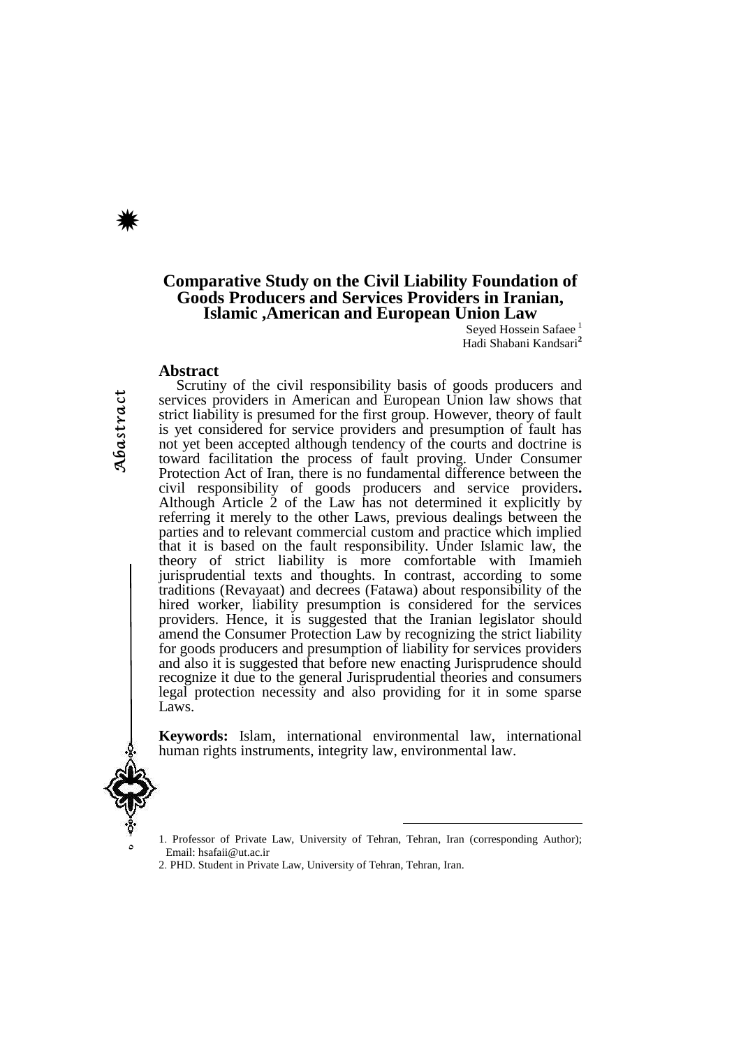# Comparative Study on the Civil Liability Foundation of Goods Producers and Services Providers in Iranian, Islamic ,American and European Union Law

Seyed Hossein Safaee [1]
Hadi Shabani Kandsari[2]

## Abstract

Scrutiny of the civil responsibility basis of goods producers and services providers in American and European Union law shows that strict liability is presumed for the first group. However, theory of fault is yet considered for service providers and presumption of fault has not yet been accepted although tendency of the courts and doctrine is toward facilitation the process of fault proving. Under Consumer Protection Act of Iran, there is no fundamental difference between the civil responsibility of goods producers and service providers**.** Although Article 2 of the Law has not determined it explicitly by referring it merely to the other Laws, previous dealings between the parties and to relevant commercial custom and practice which implied that it is based on the fault responsibility. Under Islamic law, the theory of strict liability is more comfortable with Imamieh jurisprudential texts and thoughts. In contrast, according to some traditions (Revayaat) and decrees (Fatawa) about responsibility of the hired worker, liability presumption is considered for the services providers. Hence, it is suggested that the Iranian legislator should amend the Consumer Protection Law by recognizing the strict liability for goods producers and presumption of liability for services providers and also it is suggested that before new enacting Jurisprudence should recognize it due to the general Jurisprudential theories and consumers legal protection necessity and also providing for it in some sparse Laws.

**Keywords:** Islam, international environmental law, international human rights instruments, integrity law, environmental law.

---

1. Professor of Private Law, University of Tehran, Tehran, Iran (corresponding Author); Email: hsafaii@ut.ac.ir
2. PHD. Student in Private Law, University of Tehran, Tehran, Iran.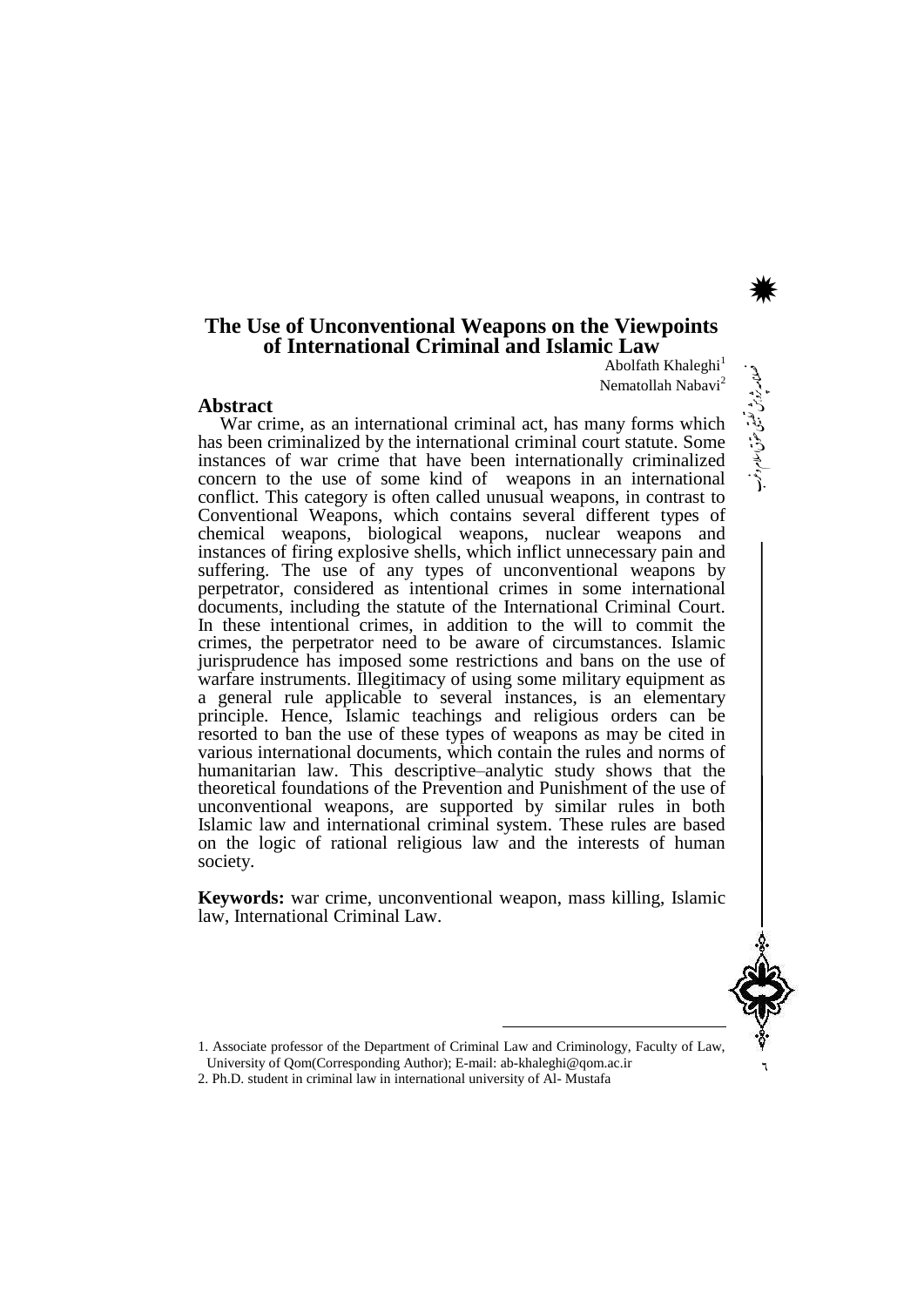# The Use of Unconventional Weapons on the Viewpoints of International Criminal and Islamic Law

Abolfath Khaleghi[1]

Nematollah Nabavi[2]

## Abstract

War crime, as an international criminal act, has many forms which has been criminalized by the international criminal court statute. Some instances of war crime that have been internationally criminalized concern to the use of some kind of weapons in an international conflict. This category is often called unusual weapons, in contrast to Conventional Weapons, which contains several different types of chemical weapons, biological weapons, nuclear weapons and instances of firing explosive shells, which inflict unnecessary pain and suffering. The use of any types of unconventional weapons by perpetrator, considered as intentional crimes in some international documents, including the statute of the International Criminal Court. In these intentional crimes, in addition to the will to commit the crimes, the perpetrator need to be aware of circumstances. Islamic jurisprudence has imposed some restrictions and bans on the use of warfare instruments. Illegitimacy of using some military equipment as a general rule applicable to several instances, is an elementary principle. Hence, Islamic teachings and religious orders can be resorted to ban the use of these types of weapons as may be cited in various international documents, which contain the rules and norms of humanitarian law. This descriptive–analytic study shows that the theoretical foundations of the Prevention and Punishment of the use of unconventional weapons, are supported by similar rules in both Islamic law and international criminal system. These rules are based on the logic of rational religious law and the interests of human society.

**Keywords:** war crime, unconventional weapon, mass killing, Islamic law, International Criminal Law.

---

1. Associate professor of the Department of Criminal Law and Criminology, Faculty of Law, University of Qom(Corresponding Author); E-mail: ab-khaleghi@qom.ac.ir
2. Ph.D. student in criminal law in international university of Al- Mustafa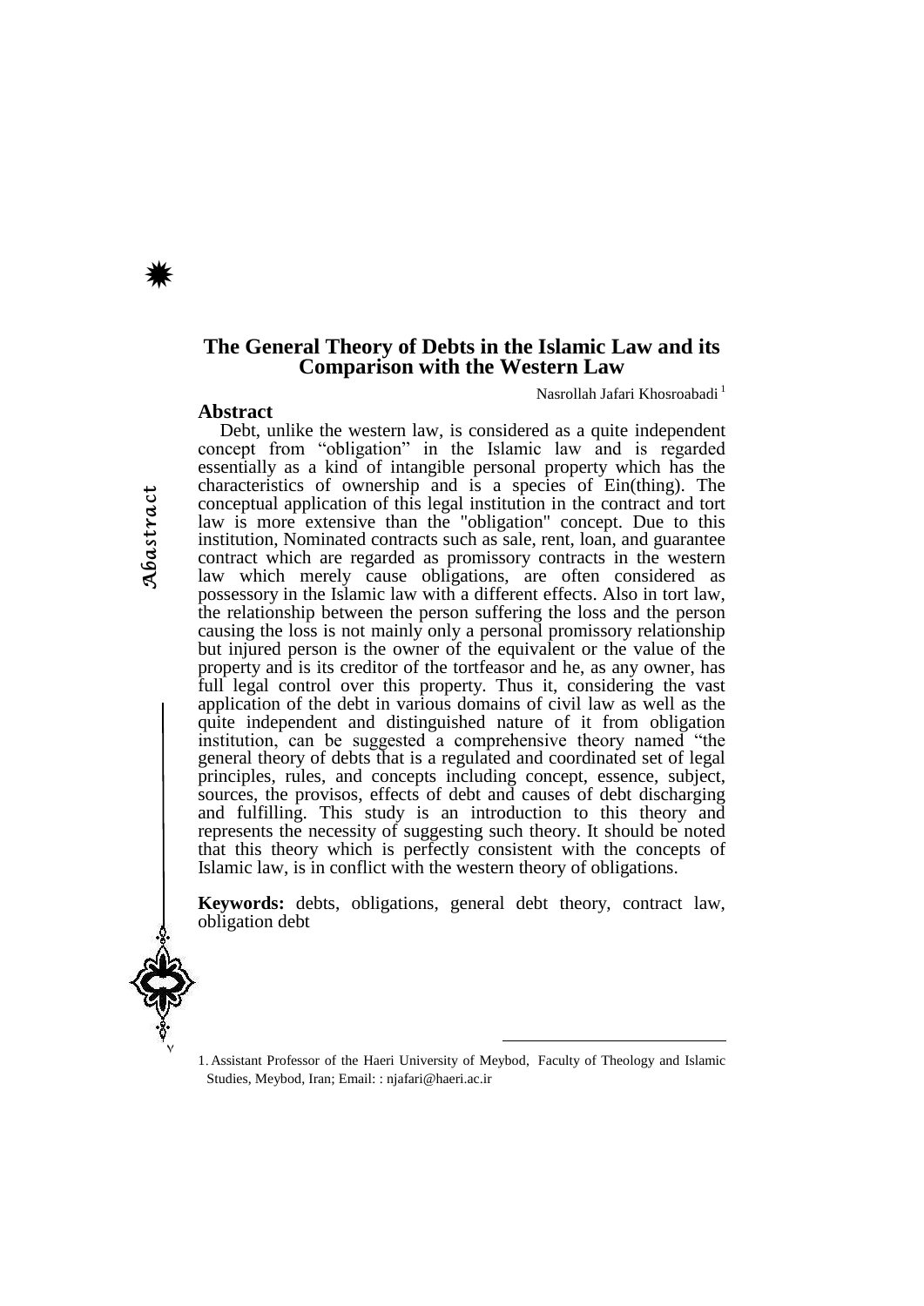# The General Theory of Debts in the Islamic Law and its Comparison with the Western Law

Nasrollah Jafari Khosroabadi[1]

## Abstract

Debt, unlike the western law, is considered as a quite independent concept from "obligation" in the Islamic law and is regarded essentially as a kind of intangible personal property which has the characteristics of ownership and is a species of Ein(thing). The conceptual application of this legal institution in the contract and tort law is more extensive than the "obligation" concept. Due to this institution, Nominated contracts such as sale, rent, loan, and guarantee contract which are regarded as promissory contracts in the western law which merely cause obligations, are often considered as possessory in the Islamic law with a different effects. Also in tort law, the relationship between the person suffering the loss and the person causing the loss is not mainly only a personal promissory relationship but injured person is the owner of the equivalent or the value of the property and is its creditor of the tortfeasor and he, as any owner, has full legal control over this property. Thus it, considering the vast application of the debt in various domains of civil law as well as the quite independent and distinguished nature of it from obligation institution, can be suggested a comprehensive theory named "the general theory of debts that is a regulated and coordinated set of legal principles, rules, and concepts including concept, essence, subject, sources, the provisos, effects of debt and causes of debt discharging and fulfilling. This study is an introduction to this theory and represents the necessity of suggesting such theory. It should be noted that this theory which is perfectly consistent with the concepts of Islamic law, is in conflict with the western theory of obligations.

**Keywords:** debts, obligations, general debt theory, contract law, obligation debt

---

1. Assistant Professor of the Haeri University of Meybod, Faculty of Theology and Islamic Studies, Meybod, Iran; Email: : njafari@haeri.ac.ir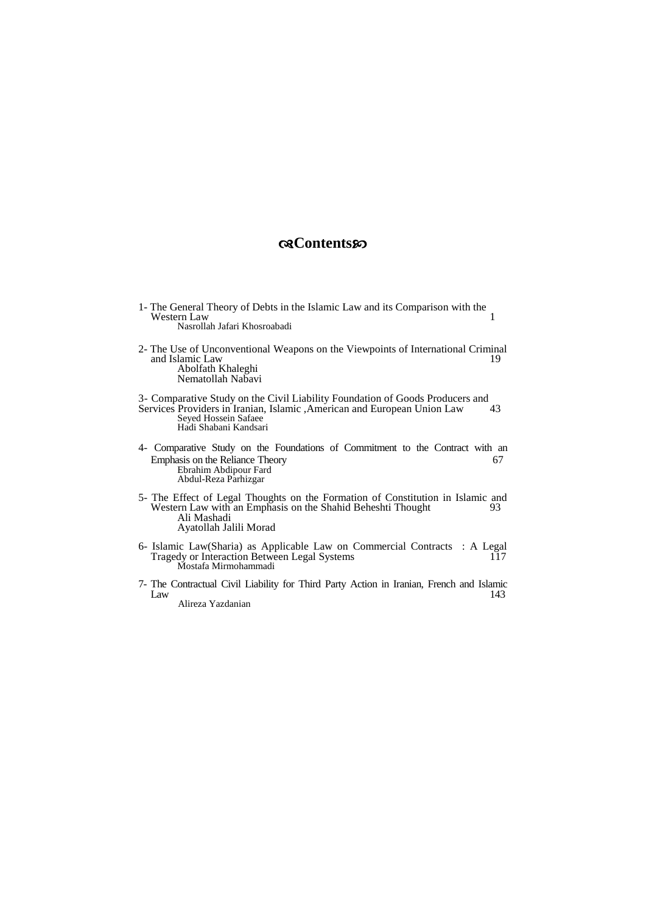# ❧Contents☙

1- The General Theory of Debts in the Islamic Law and its Comparison with the Western Law 1
Nasrollah Jafari Khosroabadi

2- The Use of Unconventional Weapons on the Viewpoints of International Criminal and Islamic Law 19
Abolfath Khaleghi
Nematollah Nabavi

3- Comparative Study on the Civil Liability Foundation of Goods Producers and Services Providers in Iranian, Islamic ,American and European Union Law 43
Seyed Hossein Safaee
Hadi Shabani Kandsari

4- Comparative Study on the Foundations of Commitment to the Contract with an Emphasis on the Reliance Theory 67
Ebrahim Abdipour Fard
Abdul-Reza Parhizgar

5- The Effect of Legal Thoughts on the Formation of Constitution in Islamic and Western Law with an Emphasis on the Shahid Beheshti Thought 93
Ali Mashadi
Ayatollah Jalili Morad

6- Islamic Law(Sharia) as Applicable Law on Commercial Contracts : A Legal Tragedy or Interaction Between Legal Systems 117
Mostafa Mirmohammadi

7- The Contractual Civil Liability for Third Party Action in Iranian, French and Islamic Law 143
Alireza Yazdanian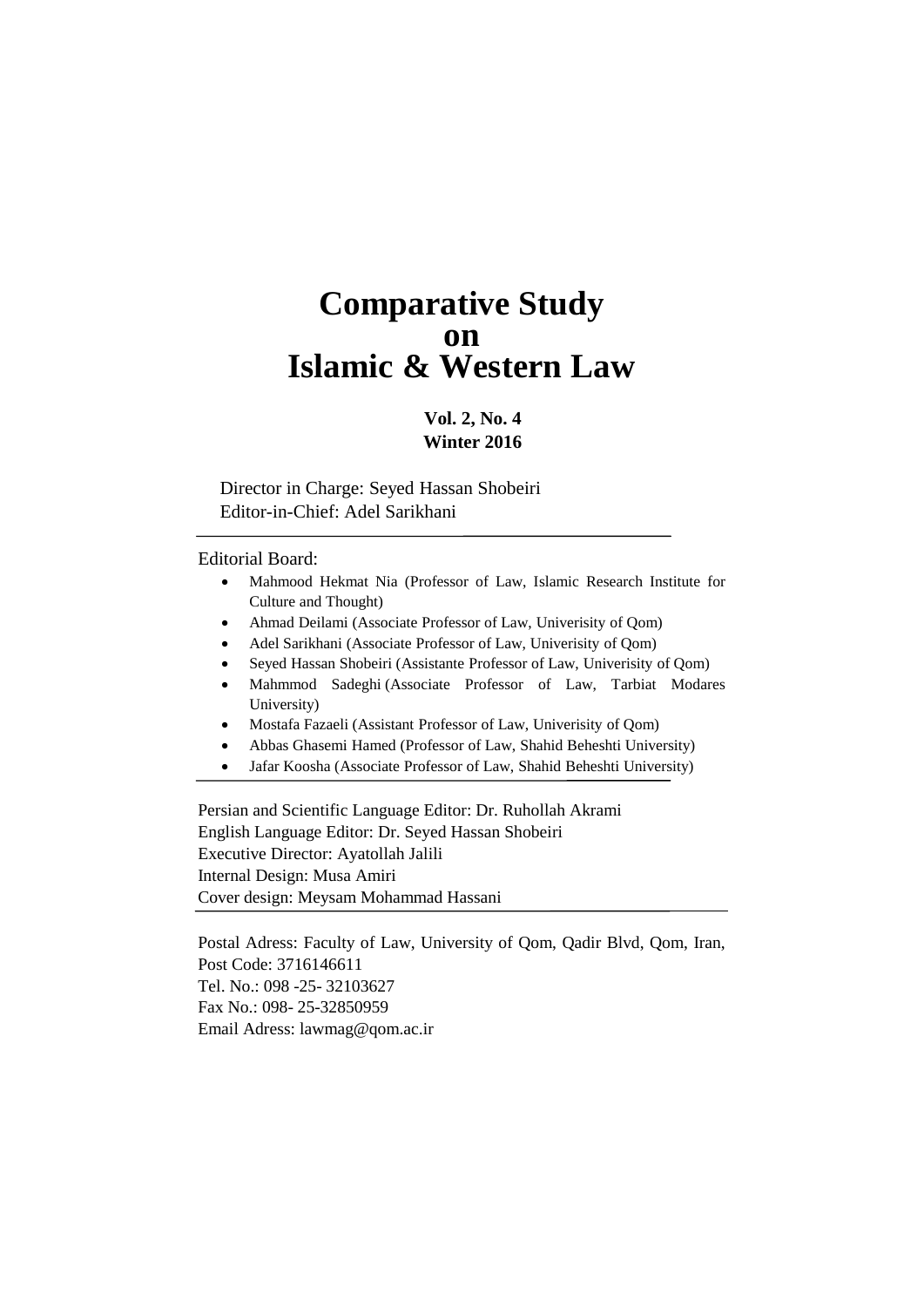# Comparative Study on Islamic & Western Law

**Vol. 2, No. 4**
**Winter 2016**

Director in Charge: Seyed Hassan Shobeiri
Editor-in-Chief: Adel Sarikhani

---

Editorial Board:

- Mahmood Hekmat Nia (Professor of Law, Islamic Research Institute for Culture and Thought)
- Ahmad Deilami (Associate Professor of Law, Univerisity of Qom)
- Adel Sarikhani (Associate Professor of Law, Univerisity of Qom)
- Seyed Hassan Shobeiri (Assistante Professor of Law, Univerisity of Qom)
- Mahmmod Sadeghi (Associate Professor of Law, Tarbiat Modares University)
- Mostafa Fazaeli (Assistant Professor of Law, Univerisity of Qom)
- Abbas Ghasemi Hamed (Professor of Law, Shahid Beheshti University)
- Jafar Koosha (Associate Professor of Law, Shahid Beheshti University)

---

Persian and Scientific Language Editor: Dr. Ruhollah Akrami
English Language Editor: Dr. Seyed Hassan Shobeiri
Executive Director: Ayatollah Jalili
Internal Design: Musa Amiri
Cover design: Meysam Mohammad Hassani

---

Postal Adress: Faculty of Law, University of Qom, Qadir Blvd, Qom, Iran, Post Code: 3716146611
Tel. No.: 098 -25- 32103627
Fax No.: 098- 25-32850959
Email Adress: lawmag@qom.ac.ir